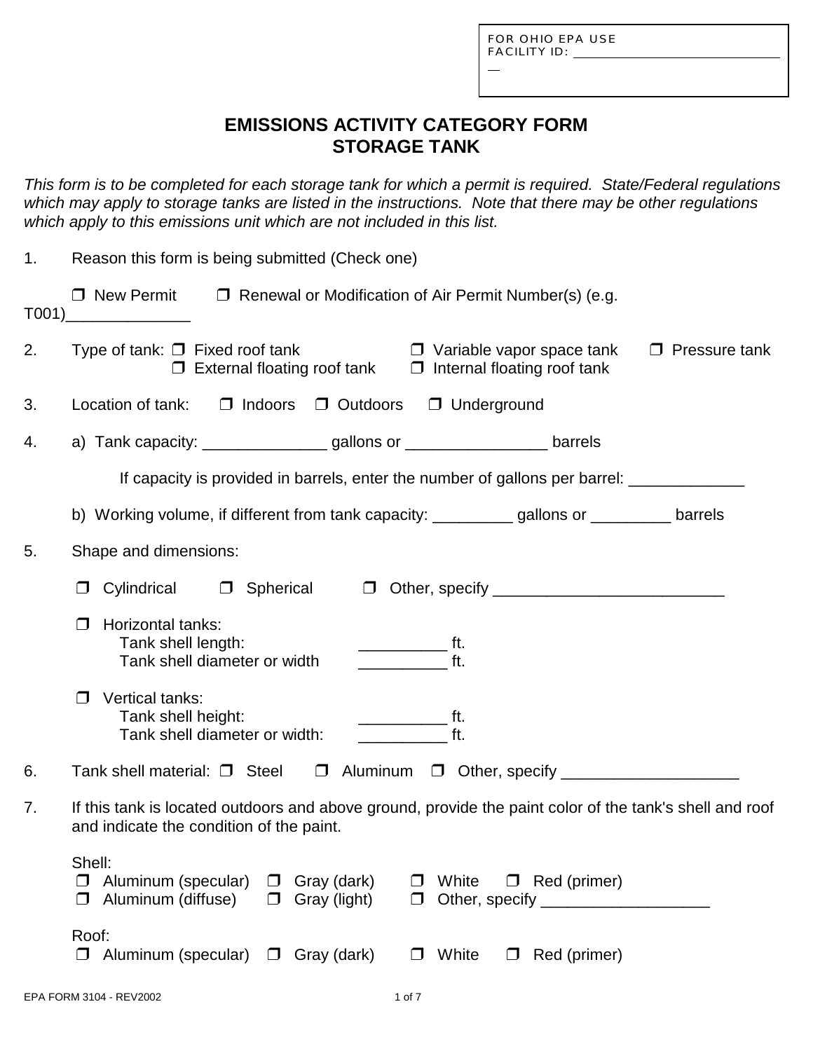FOR OHIO EPA USE
FACILITY ID: ________________________________

# EMISSIONS ACTIVITY CATEGORY FORM
# STORAGE TANK

*This form is to be completed for each storage tank for which a permit is required. State/Federal regulations which may apply to storage tanks are listed in the instructions. Note that there may be other regulations which apply to this emissions unit which are not included in this list.*

1. Reason this form is being submitted (Check one)

   ❒ New Permit ❒ Renewal or Modification of Air Permit Number(s) (e.g. T001)______________

2. Type of tank: ❒ Fixed roof tank ❒ Variable vapor space tank ❒ Pressure tank
   ❒ External floating roof tank ❒ Internal floating roof tank

3. Location of tank: ❒ Indoors ❒ Outdoors ❒ Underground

4. a) Tank capacity: ______________ gallons or ________________ barrels

   If capacity is provided in barrels, enter the number of gallons per barrel: _____________

   b) Working volume, if different from tank capacity: _________ gallons or _________ barrels

5. Shape and dimensions:

   ❒ Cylindrical ❒ Spherical ❒ Other, specify __________________________

   ❒ Horizontal tanks:
   Tank shell length: __________ ft.
   Tank shell diameter or width __________ ft.

   ❒ Vertical tanks:
   Tank shell height: __________ ft.
   Tank shell diameter or width: __________ ft.

6. Tank shell material: ❒ Steel ❒ Aluminum ❒ Other, specify ____________________

7. If this tank is located outdoors and above ground, provide the paint color of the tank's shell and roof and indicate the condition of the paint.

   Shell:
   ❒ Aluminum (specular) ❒ Gray (dark) ❒ White ❒ Red (primer)
   ❒ Aluminum (diffuse) ❒ Gray (light) ❒ Other, specify ___________________

   Roof:
   ❒ Aluminum (specular) ❒ Gray (dark) ❒ White ❒ Red (primer)

EPA FORM 3104 - REV2002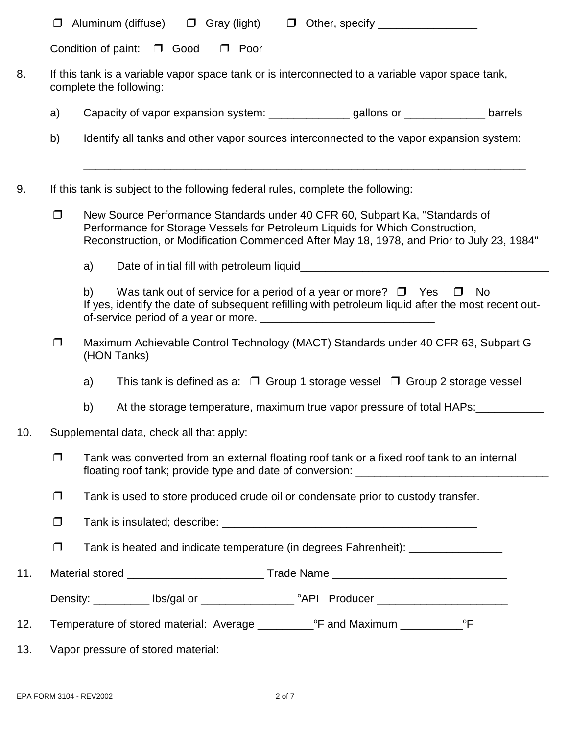❒ Aluminum (diffuse) ❒ Gray (light) ❒ Other, specify ________________

Condition of paint: ❒ Good ❒ Poor

8. If this tank is a variable vapor space tank or is interconnected to a variable vapor space tank, complete the following:

   a) Capacity of vapor expansion system: _____________ gallons or _____________ barrels

   b) Identify all tanks and other vapor sources interconnected to the vapor expansion system:

   ________________________________________________________________________

9. If this tank is subject to the following federal rules, complete the following:

   ❒ New Source Performance Standards under 40 CFR 60, Subpart Ka, "Standards of Performance for Storage Vessels for Petroleum Liquids for Which Construction, Reconstruction, or Modification Commenced After May 18, 1978, and Prior to July 23, 1984"

      a) Date of initial fill with petroleum liquid_________________________________________

      b) Was tank out of service for a period of a year or more? ❒ Yes ❒ No
      If yes, identify the date of subsequent refilling with petroleum liquid after the most recent out-of-service period of a year or more. ____________________________

   ❒ Maximum Achievable Control Technology (MACT) Standards under 40 CFR 63, Subpart G (HON Tanks)

      a) This tank is defined as a: ❒ Group 1 storage vessel ❒ Group 2 storage vessel

      b) At the storage temperature, maximum true vapor pressure of total HAPs:___________

10. Supplemental data, check all that apply:

   ❒ Tank was converted from an external floating roof tank or a fixed roof tank to an internal floating roof tank; provide type and date of conversion: _______________________________

   ❒ Tank is used to store produced crude oil or condensate prior to custody transfer.

   ❒ Tank is insulated; describe: __________________________________________

   ❒ Tank is heated and indicate temperature (in degrees Fahrenheit): _______________

11. Material stored ______________________ Trade Name ____________________________

   Density: _________ lbs/gal or _______________ °API Producer _____________________

12. Temperature of stored material: Average _________°F and Maximum __________°F

13. Vapor pressure of stored material: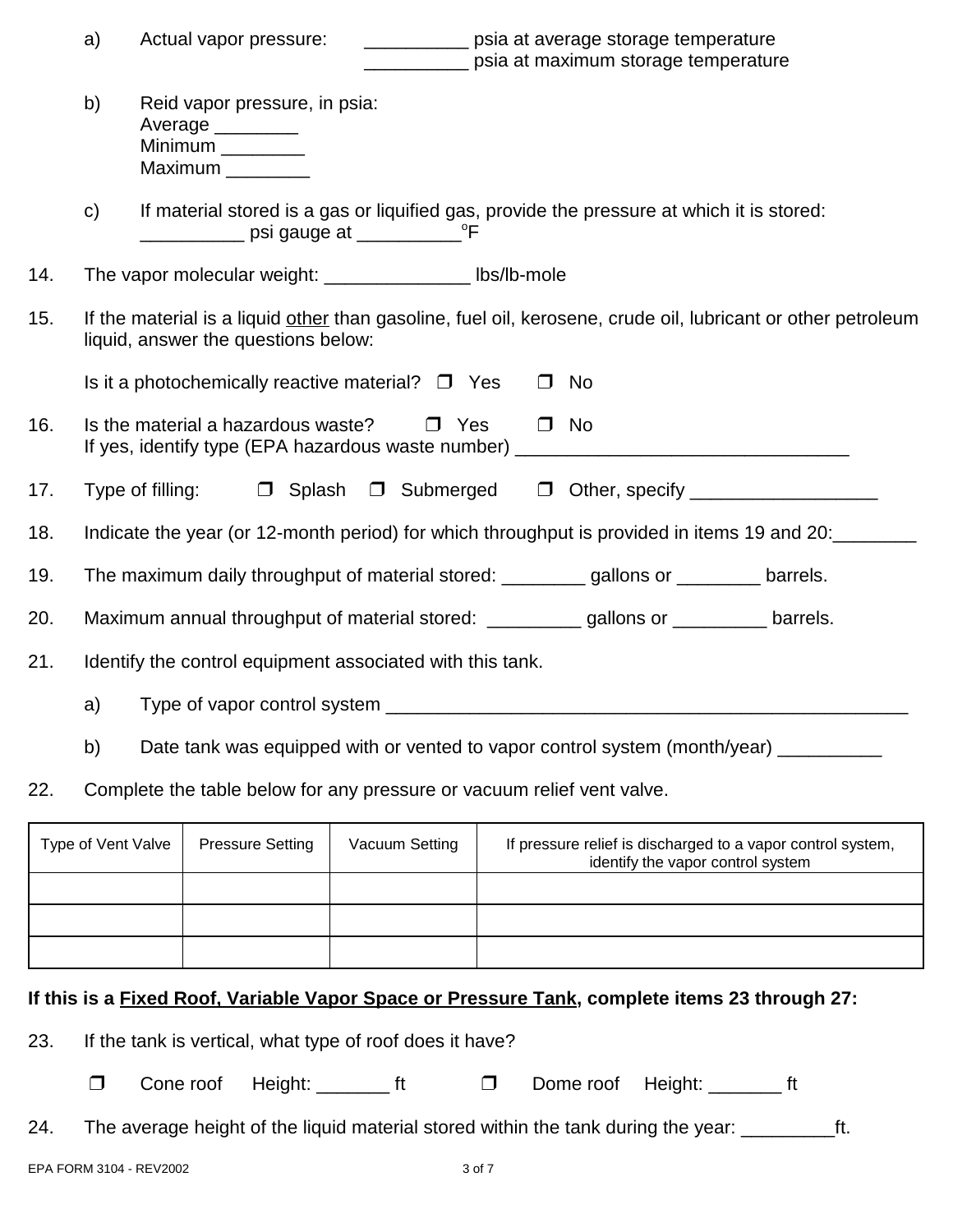a) Actual vapor pressure: __________ psia at average storage temperature
__________ psia at maximum storage temperature

b) Reid vapor pressure, in psia:
Average ________
Minimum ________
Maximum ________

c) If material stored is a gas or liquified gas, provide the pressure at which it is stored:
__________ psi gauge at __________$^{o}$F

14. The vapor molecular weight: ______________ lbs/lb-mole

15. If the material is a liquid <u>other</u> than gasoline, fuel oil, kerosene, crude oil, lubricant or other petroleum liquid, answer the questions below:

Is it a photochemically reactive material? ❒ Yes ❒ No

16. Is the material a hazardous waste? ❒ Yes ❒ No
If yes, identify type (EPA hazardous waste number) ________________________________

17. Type of filling: ❒ Splash ❒ Submerged ❒ Other, specify __________________

18. Indicate the year (or 12-month period) for which throughput is provided in items 19 and 20:________

19. The maximum daily throughput of material stored: ________ gallons or ________ barrels.

20. Maximum annual throughput of material stored: _________ gallons or _________ barrels.

21. Identify the control equipment associated with this tank.

a) Type of vapor control system ___________________________________________________

b) Date tank was equipped with or vented to vapor control system (month/year) __________

22. Complete the table below for any pressure or vacuum relief vent valve.

| Type of Vent Valve | Pressure Setting | Vacuum Setting | If pressure relief is discharged to a vapor control system, identify the vapor control system |
|---|---|---|---|
| | | | |
| | | | |
| | | | |

**If this is a <u>Fixed Roof, Variable Vapor Space or Pressure Tank</u>, complete items 23 through 27:**

23. If the tank is vertical, what type of roof does it have?

❒ Cone roof Height: _______ ft ❒ Dome roof Height: _______ ft

24. The average height of the liquid material stored within the tank during the year: _________ft.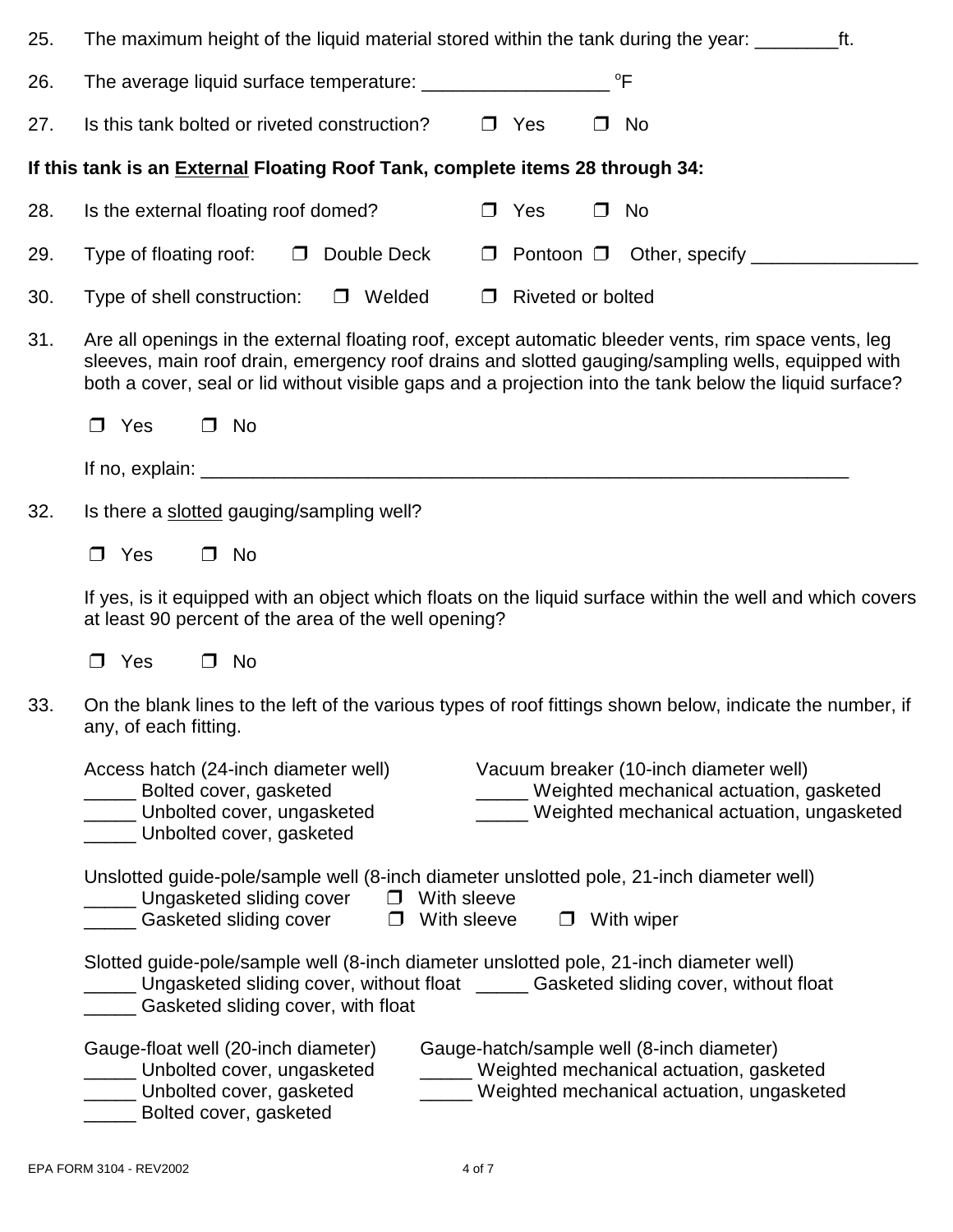25. The maximum height of the liquid material stored within the tank during the year: ________ft.

26. The average liquid surface temperature: __________________ °F

27. Is this tank bolted or riveted construction? ❒ Yes ❒ No

**If this tank is an External Floating Roof Tank, complete items 28 through 34:**

28. Is the external floating roof domed? ❒ Yes ❒ No

29. Type of floating roof: ❒ Double Deck ❒ Pontoon ❒ Other, specify ________________

30. Type of shell construction: ❒ Welded ❒ Riveted or bolted

31. Are all openings in the external floating roof, except automatic bleeder vents, rim space vents, leg sleeves, main roof drain, emergency roof drains and slotted gauging/sampling wells, equipped with both a cover, seal or lid without visible gaps and a projection into the tank below the liquid surface?

    ❒ Yes ❒ No

    If no, explain: _________________________________________________________________

32. Is there a slotted gauging/sampling well?

    ❒ Yes ❒ No

    If yes, is it equipped with an object which floats on the liquid surface within the well and which covers at least 90 percent of the area of the well opening?

    ❒ Yes ❒ No

33. On the blank lines to the left of the various types of roof fittings shown below, indicate the number, if any, of each fitting.

    Access hatch (24-inch diameter well)
    _____ Bolted cover, gasketed
    _____ Unbolted cover, ungasketed
    _____ Unbolted cover, gasketed

    Vacuum breaker (10-inch diameter well)
    _____ Weighted mechanical actuation, gasketed
    _____ Weighted mechanical actuation, ungasketed

    Unslotted guide-pole/sample well (8-inch diameter unslotted pole, 21-inch diameter well)
    _____ Ungasketed sliding cover ❒ With sleeve
    _____ Gasketed sliding cover ❒ With sleeve ❒ With wiper

    Slotted guide-pole/sample well (8-inch diameter unslotted pole, 21-inch diameter well)
    _____ Ungasketed sliding cover, without float
    _____ Gasketed sliding cover, without float
    _____ Gasketed sliding cover, with float

    Gauge-float well (20-inch diameter)
    _____ Unbolted cover, ungasketed
    _____ Unbolted cover, gasketed
    _____ Bolted cover, gasketed

    Gauge-hatch/sample well (8-inch diameter)
    _____ Weighted mechanical actuation, gasketed
    _____ Weighted mechanical actuation, ungasketed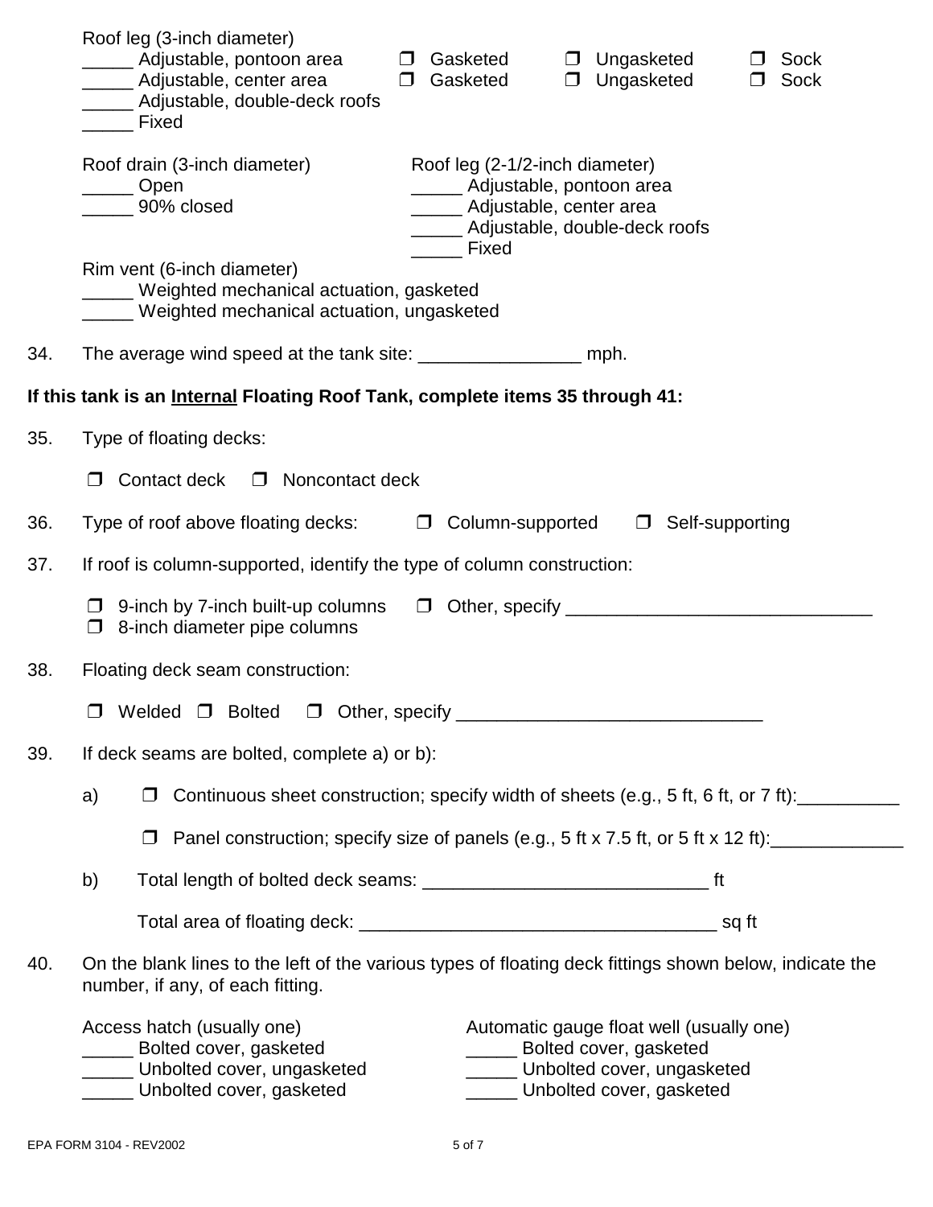Roof leg (3-inch diameter)
_____ Adjustable, pontoon area ❒ Gasketed ❒ Ungasketed ❒ Sock
_____ Adjustable, center area ❒ Gasketed ❒ Ungasketed ❒ Sock
_____ Adjustable, double-deck roofs
_____ Fixed

Roof drain (3-inch diameter)
_____ Open
_____ 90% closed

Roof leg (2-1/2-inch diameter)
_____ Adjustable, pontoon area
_____ Adjustable, center area
_____ Adjustable, double-deck roofs
_____ Fixed

Rim vent (6-inch diameter)
_____ Weighted mechanical actuation, gasketed
_____ Weighted mechanical actuation, ungasketed

34. The average wind speed at the tank site: ________________ mph.

**If this tank is an Internal Floating Roof Tank, complete items 35 through 41:**

35. Type of floating decks:

❒ Contact deck ❒ Noncontact deck

36. Type of roof above floating decks: ❒ Column-supported ❒ Self-supporting

37. If roof is column-supported, identify the type of column construction:

❒ 9-inch by 7-inch built-up columns ❒ Other, specify ______________________________
❒ 8-inch diameter pipe columns

38. Floating deck seam construction:

❒ Welded ❒ Bolted ❒ Other, specify ______________________________

39. If deck seams are bolted, complete a) or b):

a) ❒ Continuous sheet construction; specify width of sheets (e.g., 5 ft, 6 ft, or 7 ft):__________

❒ Panel construction; specify size of panels (e.g., 5 ft x 7.5 ft, or 5 ft x 12 ft):_____________

b) Total length of bolted deck seams: ____________________________ ft

Total area of floating deck: ___________________________________ sq ft

40. On the blank lines to the left of the various types of floating deck fittings shown below, indicate the number, if any, of each fitting.

Access hatch (usually one)
_____ Bolted cover, gasketed
_____ Unbolted cover, ungasketed
_____ Unbolted cover, gasketed

Automatic gauge float well (usually one)
_____ Bolted cover, gasketed
_____ Unbolted cover, ungasketed
_____ Unbolted cover, gasketed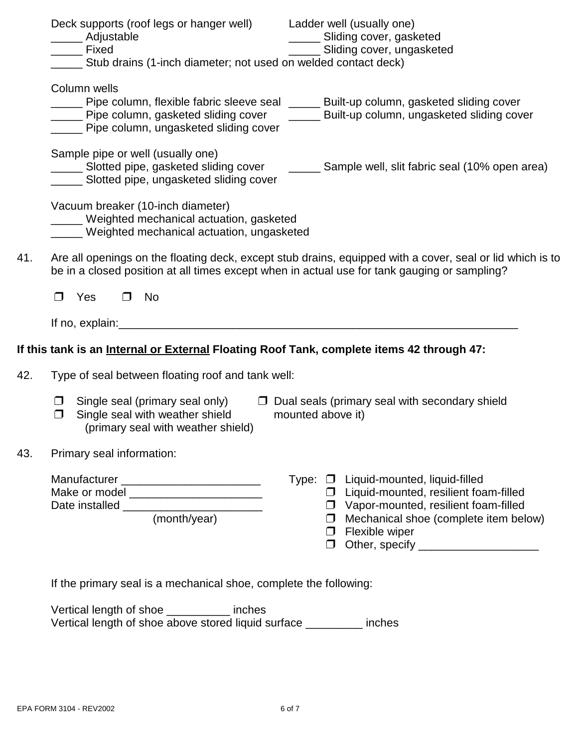Deck supports (roof legs or hanger well)

_____ Adjustable

_____ Fixed

Ladder well (usually one)

_____ Sliding cover, gasketed

_____ Sliding cover, ungasketed

_____ Stub drains (1-inch diameter; not used on welded contact deck)

Column wells

_____ Pipe column, flexible fabric sleeve seal

_____ Pipe column, gasketed sliding cover

_____ Pipe column, ungasketed sliding cover

_____ Built-up column, gasketed sliding cover

_____ Built-up column, ungasketed sliding cover

Sample pipe or well (usually one)

_____ Slotted pipe, gasketed sliding cover

_____ Slotted pipe, ungasketed sliding cover

_____ Sample well, slit fabric seal (10% open area)

Vacuum breaker (10-inch diameter)

_____ Weighted mechanical actuation, gasketed

_____ Weighted mechanical actuation, ungasketed

41. Are all openings on the floating deck, except stub drains, equipped with a cover, seal or lid which is to be in a closed position at all times except when in actual use for tank gauging or sampling?

❒ Yes ❒ No

If no, explain:_______________________________________________________________

**If this tank is an Internal or External Floating Roof Tank, complete items 42 through 47:**

42. Type of seal between floating roof and tank well:

❒ Single seal (primary seal only)

❒ Single seal with weather shield (primary seal with weather shield)

❒ Dual seals (primary seal with secondary shield mounted above it)

43. Primary seal information:

Manufacturer ______________________

Make or model _____________________

Date installed ______________________ (month/year)

Type:

❒ Liquid-mounted, liquid-filled

❒ Liquid-mounted, resilient foam-filled

❒ Vapor-mounted, resilient foam-filled

❒ Mechanical shoe (complete item below)

❒ Flexible wiper

❒ Other, specify ___________________

If the primary seal is a mechanical shoe, complete the following:

Vertical length of shoe __________ inches

Vertical length of shoe above stored liquid surface _________ inches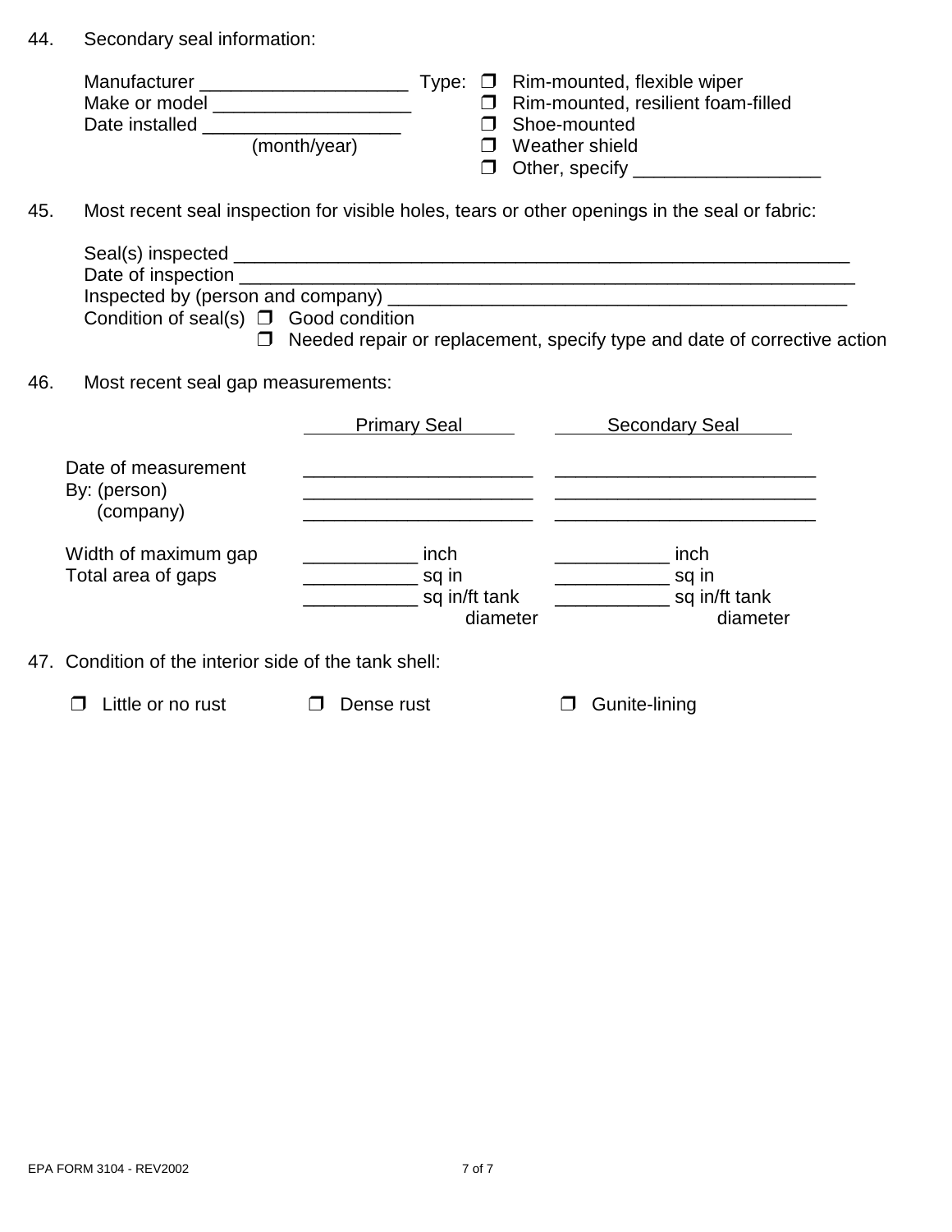44. Secondary seal information:

Manufacturer ____________________ Type: ❒ Rim-mounted, flexible wiper
Make or model ___________________ ❒ Rim-mounted, resilient foam-filled
Date installed ___________________ ❒ Shoe-mounted
(month/year) ❒ Weather shield
❒ Other, specify __________________

45. Most recent seal inspection for visible holes, tears or other openings in the seal or fabric:

Seal(s) inspected ____________________________________________________________
Date of inspection ____________________________________________________________
Inspected by (person and company) _____________________________________________
Condition of seal(s) ❒ Good condition
❒ Needed repair or replacement, specify type and date of corrective action

46. Most recent seal gap measurements:

| | Primary Seal | Secondary Seal |
|---|---|---|
| Date of measurement | ______________________ | _________________________ |
| By: (person) | ______________________ | _________________________ |
| (company) | ______________________ | _________________________ |
| Width of maximum gap | ___________ inch | ___________ inch |
| Total area of gaps | ___________ sq in | ___________ sq in |
| | ___________ sq in/ft tank diameter | ___________ sq in/ft tank diameter |

47. Condition of the interior side of the tank shell:

❒ Little or no rust ❒ Dense rust ❒ Gunite-lining

EPA FORM 3104 - REV2002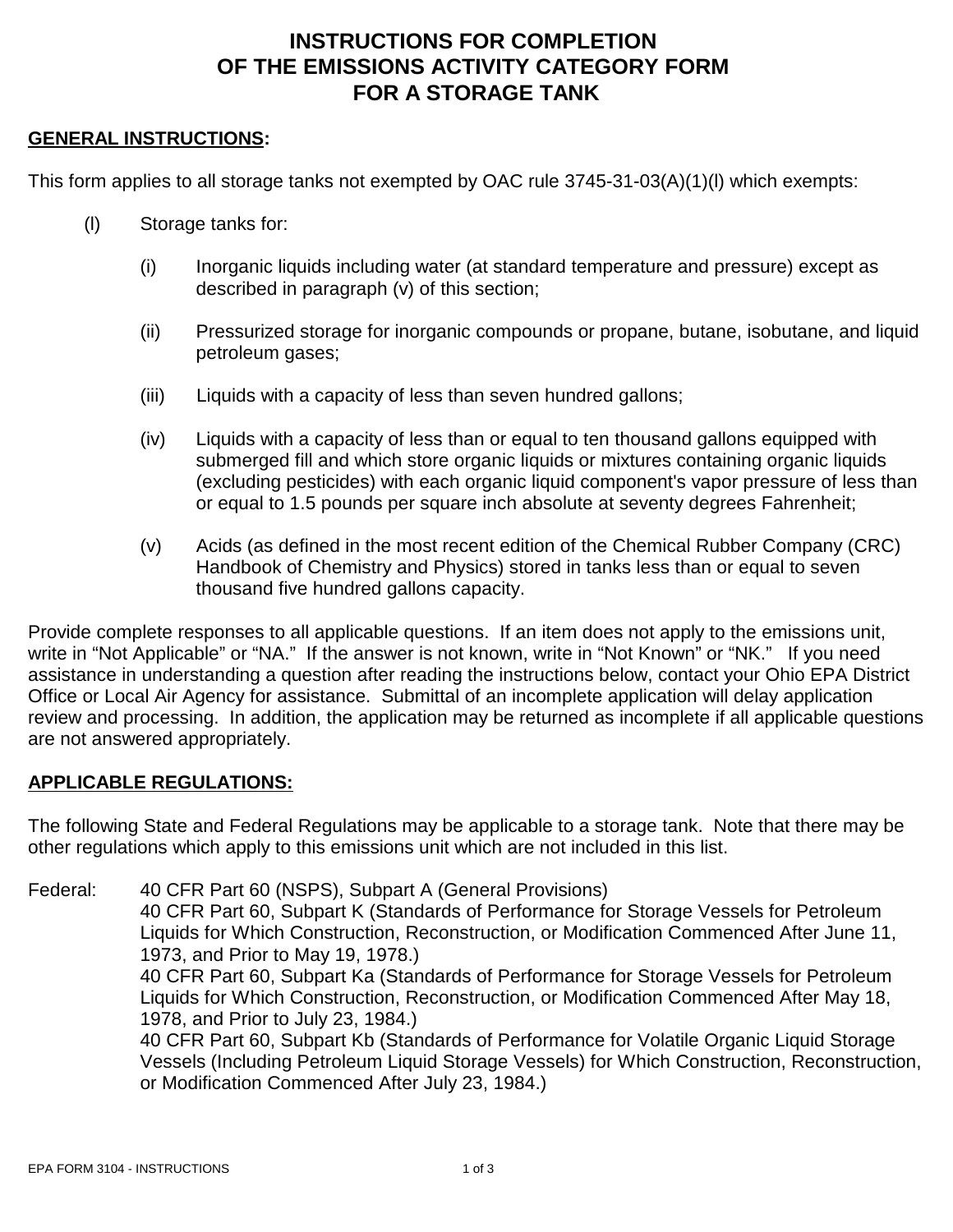# INSTRUCTIONS FOR COMPLETION OF THE EMISSIONS ACTIVITY CATEGORY FORM FOR A STORAGE TANK

## GENERAL INSTRUCTIONS:

This form applies to all storage tanks not exempted by OAC rule 3745-31-03(A)(1)(l) which exempts:

(l) Storage tanks for:

- (i) Inorganic liquids including water (at standard temperature and pressure) except as described in paragraph (v) of this section;
- (ii) Pressurized storage for inorganic compounds or propane, butane, isobutane, and liquid petroleum gases;
- (iii) Liquids with a capacity of less than seven hundred gallons;
- (iv) Liquids with a capacity of less than or equal to ten thousand gallons equipped with submerged fill and which store organic liquids or mixtures containing organic liquids (excluding pesticides) with each organic liquid component's vapor pressure of less than or equal to 1.5 pounds per square inch absolute at seventy degrees Fahrenheit;
- (v) Acids (as defined in the most recent edition of the Chemical Rubber Company (CRC) Handbook of Chemistry and Physics) stored in tanks less than or equal to seven thousand five hundred gallons capacity.

Provide complete responses to all applicable questions. If an item does not apply to the emissions unit, write in "Not Applicable" or "NA." If the answer is not known, write in "Not Known" or "NK." If you need assistance in understanding a question after reading the instructions below, contact your Ohio EPA District Office or Local Air Agency for assistance. Submittal of an incomplete application will delay application review and processing. In addition, the application may be returned as incomplete if all applicable questions are not answered appropriately.

## APPLICABLE REGULATIONS:

The following State and Federal Regulations may be applicable to a storage tank. Note that there may be other regulations which apply to this emissions unit which are not included in this list.

Federal:
- 40 CFR Part 60 (NSPS), Subpart A (General Provisions)
- 40 CFR Part 60, Subpart K (Standards of Performance for Storage Vessels for Petroleum Liquids for Which Construction, Reconstruction, or Modification Commenced After June 11, 1973, and Prior to May 19, 1978.)
- 40 CFR Part 60, Subpart Ka (Standards of Performance for Storage Vessels for Petroleum Liquids for Which Construction, Reconstruction, or Modification Commenced After May 18, 1978, and Prior to July 23, 1984.)
- 40 CFR Part 60, Subpart Kb (Standards of Performance for Volatile Organic Liquid Storage Vessels (Including Petroleum Liquid Storage Vessels) for Which Construction, Reconstruction, or Modification Commenced After July 23, 1984.)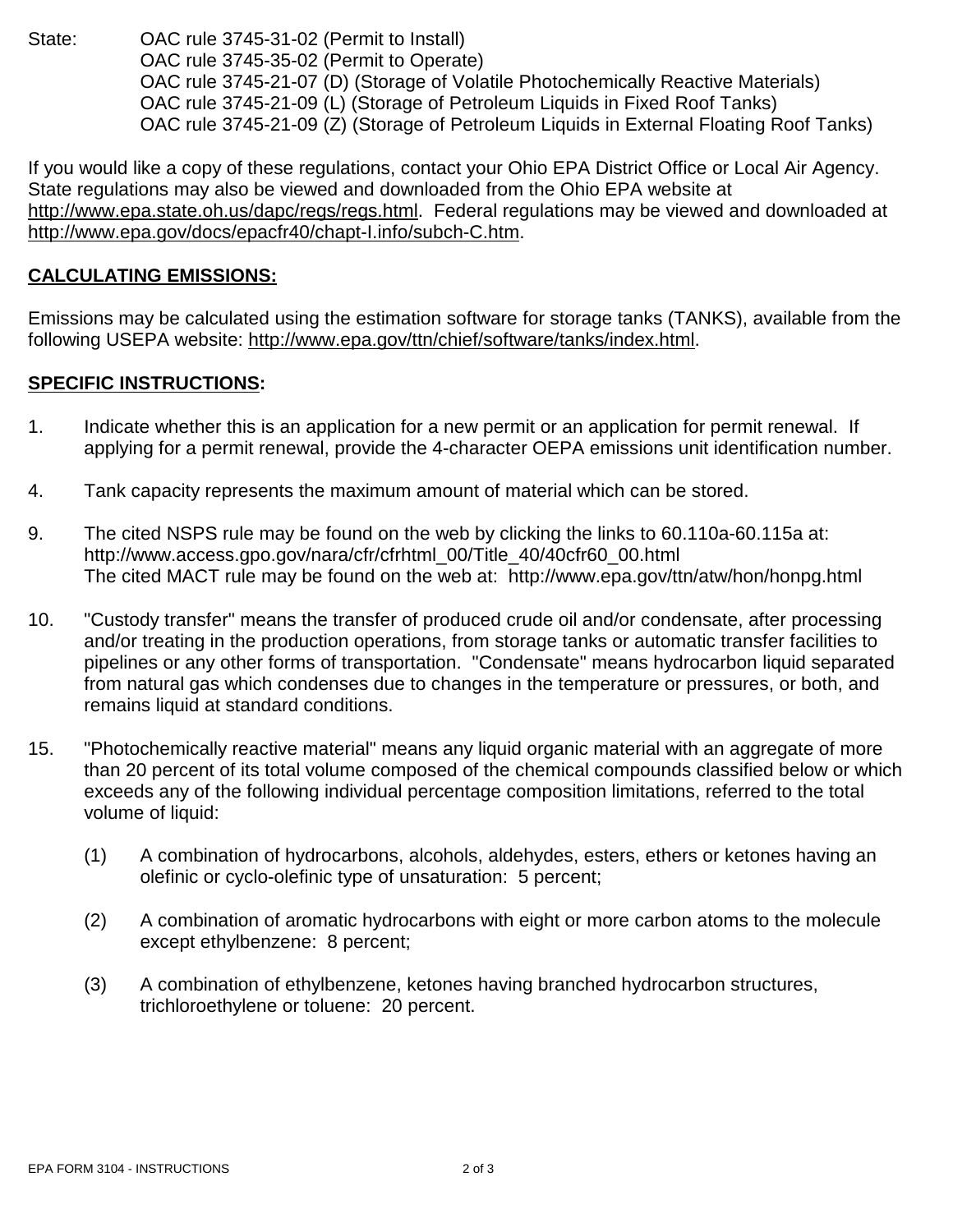State: OAC rule 3745-31-02 (Permit to Install)
OAC rule 3745-35-02 (Permit to Operate)
OAC rule 3745-21-07 (D) (Storage of Volatile Photochemically Reactive Materials)
OAC rule 3745-21-09 (L) (Storage of Petroleum Liquids in Fixed Roof Tanks)
OAC rule 3745-21-09 (Z) (Storage of Petroleum Liquids in External Floating Roof Tanks)

If you would like a copy of these regulations, contact your Ohio EPA District Office or Local Air Agency. State regulations may also be viewed and downloaded from the Ohio EPA website at http://www.epa.state.oh.us/dapc/regs/regs.html. Federal regulations may be viewed and downloaded at http://www.epa.gov/docs/epacfr40/chapt-I.info/subch-C.htm.

## CALCULATING EMISSIONS:

Emissions may be calculated using the estimation software for storage tanks (TANKS), available from the following USEPA website: http://www.epa.gov/ttn/chief/software/tanks/index.html.

## SPECIFIC INSTRUCTIONS:

1. Indicate whether this is an application for a new permit or an application for permit renewal. If applying for a permit renewal, provide the 4-character OEPA emissions unit identification number.

4. Tank capacity represents the maximum amount of material which can be stored.

9. The cited NSPS rule may be found on the web by clicking the links to 60.110a-60.115a at: http://www.access.gpo.gov/nara/cfr/cfrhtml_00/Title_40/40cfr60_00.html
   The cited MACT rule may be found on the web at: http://www.epa.gov/ttn/atw/hon/honpg.html

10. "Custody transfer" means the transfer of produced crude oil and/or condensate, after processing and/or treating in the production operations, from storage tanks or automatic transfer facilities to pipelines or any other forms of transportation. "Condensate" means hydrocarbon liquid separated from natural gas which condenses due to changes in the temperature or pressures, or both, and remains liquid at standard conditions.

15. "Photochemically reactive material" means any liquid organic material with an aggregate of more than 20 percent of its total volume composed of the chemical compounds classified below or which exceeds any of the following individual percentage composition limitations, referred to the total volume of liquid:

    (1) A combination of hydrocarbons, alcohols, aldehydes, esters, ethers or ketones having an olefinic or cyclo-olefinic type of unsaturation: 5 percent;

    (2) A combination of aromatic hydrocarbons with eight or more carbon atoms to the molecule except ethylbenzene: 8 percent;

    (3) A combination of ethylbenzene, ketones having branched hydrocarbon structures, trichloroethylene or toluene: 20 percent.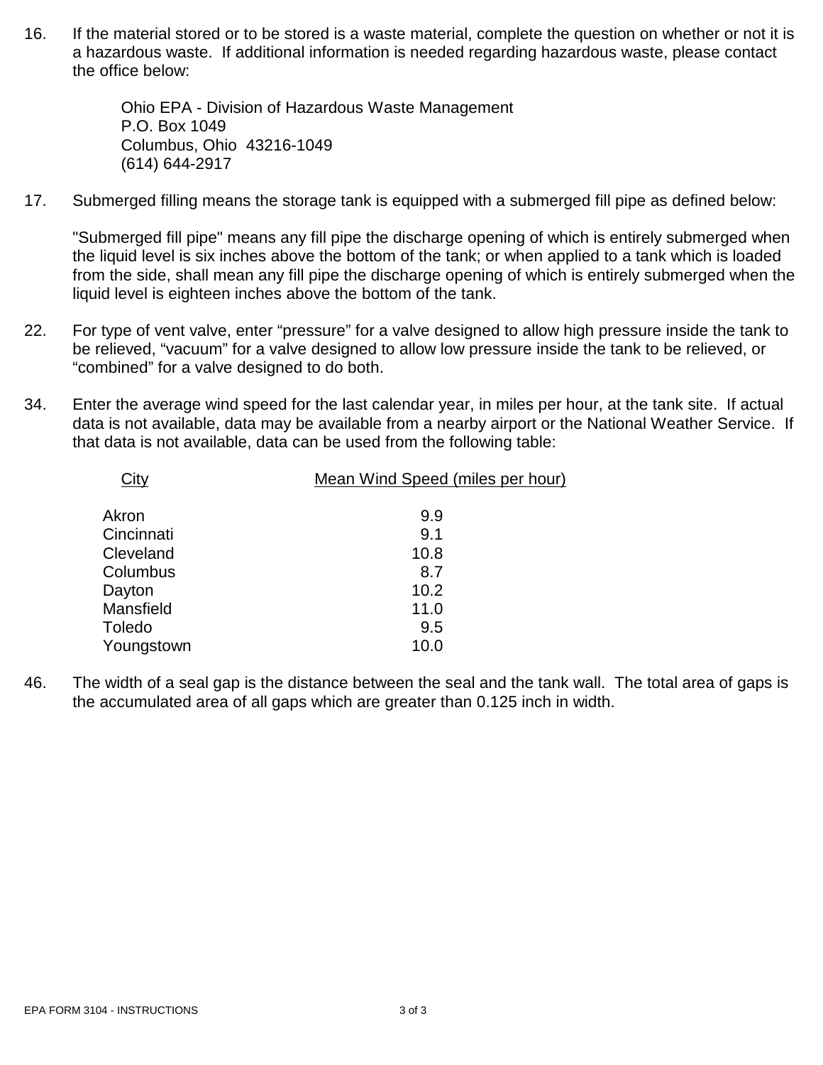16. If the material stored or to be stored is a waste material, complete the question on whether or not it is a hazardous waste. If additional information is needed regarding hazardous waste, please contact the office below:

    Ohio EPA - Division of Hazardous Waste Management
    P.O. Box 1049
    Columbus, Ohio 43216-1049
    (614) 644-2917

17. Submerged filling means the storage tank is equipped with a submerged fill pipe as defined below:

    "Submerged fill pipe" means any fill pipe the discharge opening of which is entirely submerged when the liquid level is six inches above the bottom of the tank; or when applied to a tank which is loaded from the side, shall mean any fill pipe the discharge opening of which is entirely submerged when the liquid level is eighteen inches above the bottom of the tank.

22. For type of vent valve, enter "pressure" for a valve designed to allow high pressure inside the tank to be relieved, "vacuum" for a valve designed to allow low pressure inside the tank to be relieved, or "combined" for a valve designed to do both.

34. Enter the average wind speed for the last calendar year, in miles per hour, at the tank site. If actual data is not available, data may be available from a nearby airport or the National Weather Service. If that data is not available, data can be used from the following table:

| City | Mean Wind Speed (miles per hour) |
|---|---|
| Akron | 9.9 |
| Cincinnati | 9.1 |
| Cleveland | 10.8 |
| Columbus | 8.7 |
| Dayton | 10.2 |
| Mansfield | 11.0 |
| Toledo | 9.5 |
| Youngstown | 10.0 |

46. The width of a seal gap is the distance between the seal and the tank wall. The total area of gaps is the accumulated area of all gaps which are greater than 0.125 inch in width.